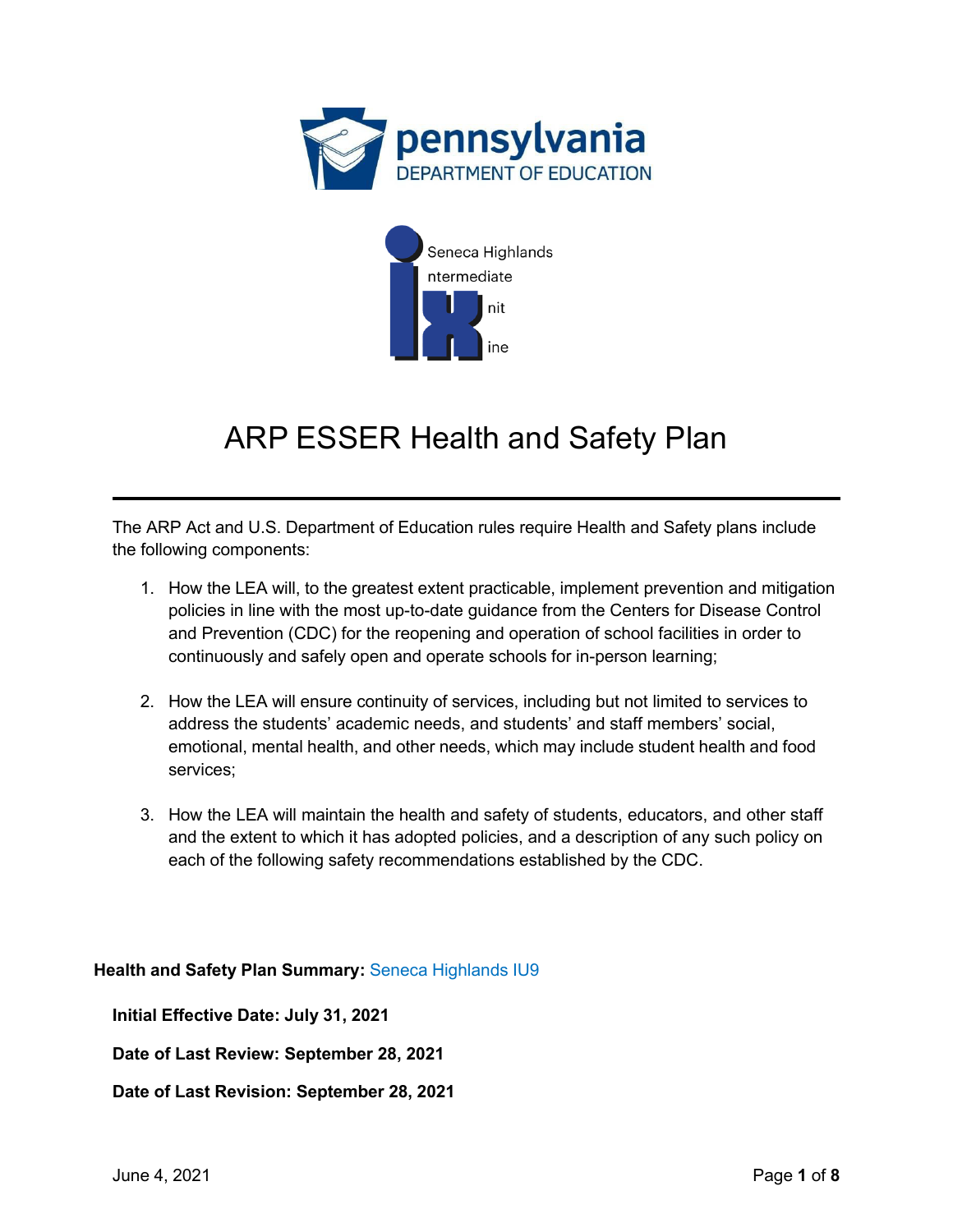# ARP ESSER Health and Safety Plan

The ARP Act and U.S. Department of Education rules require Health and Safety plans include the following components:

1. How the LEA will, to the greatest extent practicable, implement prevention and mitigation policies in line with the most up-to-date guidance from the Centers for Disease Control and Prevention (CDC) for the reopening and operation of school facilities in order to continuously and safely open and operate schools for in-person learning;

2. How the LEA will ensure continuity of services, including but not limited to services to address the students' academic needs, and students' and staff members' social, emotional, mental health, and other needs, which may include student health and food services;

3. How the LEA will maintain the health and safety of students, educators, and other staff and the extent to which it has adopted policies, and a description of any such policy on each of the following safety recommendations established by the CDC.

**Health and Safety Plan Summary:** Seneca Highlands IU9

**Initial Effective Date: July 31, 2021**

**Date of Last Review: September 28, 2021**

**Date of Last Revision: September 28, 2021**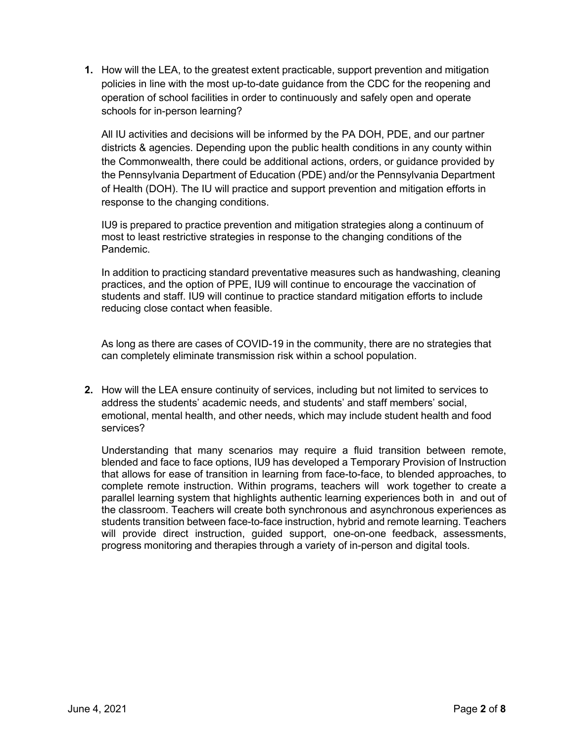1. **How will the LEA, to the greatest extent practicable, support prevention and mitigation policies in line with the most up-to-date guidance from the CDC for the reopening and operation of school facilities in order to continuously and safely open and operate schools for in-person learning?**

   All IU activities and decisions will be informed by the PA DOH, PDE, and our partner districts & agencies. Depending upon the public health conditions in any county within the Commonwealth, there could be additional actions, orders, or guidance provided by the Pennsylvania Department of Education (PDE) and/or the Pennsylvania Department of Health (DOH). The IU will practice and support prevention and mitigation efforts in response to the changing conditions.

   IU9 is prepared to practice prevention and mitigation strategies along a continuum of most to least restrictive strategies in response to the changing conditions of the Pandemic.

   In addition to practicing standard preventative measures such as handwashing, cleaning practices, and the option of PPE, IU9 will continue to encourage the vaccination of students and staff. IU9 will continue to practice standard mitigation efforts to include reducing close contact when feasible.

   As long as there are cases of COVID-19 in the community, there are no strategies that can completely eliminate transmission risk within a school population.

2. **How will the LEA ensure continuity of services, including but not limited to services to address the students' academic needs, and students' and staff members' social, emotional, mental health, and other needs, which may include student health and food services?**

   Understanding that many scenarios may require a fluid transition between remote, blended and face to face options, IU9 has developed a Temporary Provision of Instruction that allows for ease of transition in learning from face-to-face, to blended approaches, to complete remote instruction. Within programs, teachers will work together to create a parallel learning system that highlights authentic learning experiences both in and out of the classroom. Teachers will create both synchronous and asynchronous experiences as students transition between face-to-face instruction, hybrid and remote learning. Teachers will provide direct instruction, guided support, one-on-one feedback, assessments, progress monitoring and therapies through a variety of in-person and digital tools.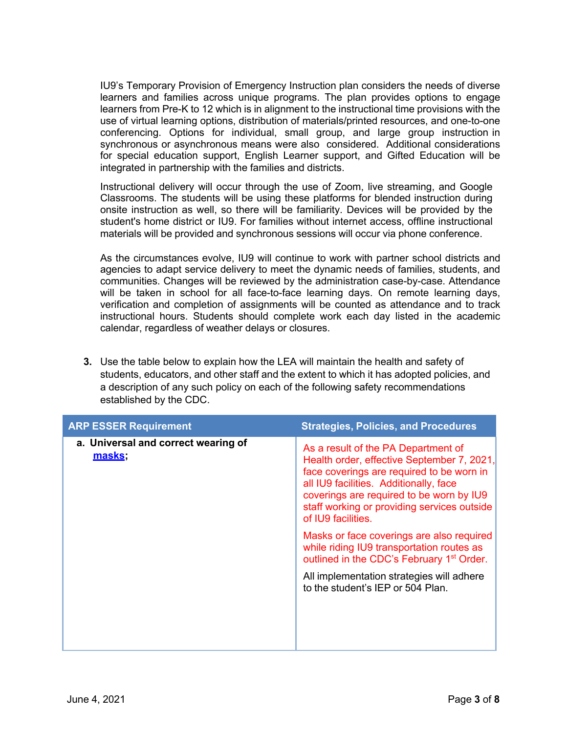IU9's Temporary Provision of Emergency Instruction plan considers the needs of diverse learners and families across unique programs. The plan provides options to engage learners from Pre-K to 12 which is in alignment to the instructional time provisions with the use of virtual learning options, distribution of materials/printed resources, and one-to-one conferencing. Options for individual, small group, and large group instruction in synchronous or asynchronous means were also considered. Additional considerations for special education support, English Learner support, and Gifted Education will be integrated in partnership with the families and districts.

Instructional delivery will occur through the use of Zoom, live streaming, and Google Classrooms. The students will be using these platforms for blended instruction during onsite instruction as well, so there will be familiarity. Devices will be provided by the student's home district or IU9. For families without internet access, offline instructional materials will be provided and synchronous sessions will occur via phone conference.

As the circumstances evolve, IU9 will continue to work with partner school districts and agencies to adapt service delivery to meet the dynamic needs of families, students, and communities. Changes will be reviewed by the administration case-by-case. Attendance will be taken in school for all face-to-face learning days. On remote learning days, verification and completion of assignments will be counted as attendance and to track instructional hours. Students should complete work each day listed in the academic calendar, regardless of weather delays or closures.

3. Use the table below to explain how the LEA will maintain the health and safety of students, educators, and other staff and the extent to which it has adopted policies, and a description of any such policy on each of the following safety recommendations established by the CDC.

| ARP ESSER Requirement | Strategies, Policies, and Procedures |
| --- | --- |
| **a. Universal and correct wearing of [masks](masks);** | As a result of the PA Department of Health order, effective September 7, 2021, face coverings are required to be worn in all IU9 facilities. Additionally, face coverings are required to be worn by IU9 staff working or providing services outside of IU9 facilities.<br><br>Masks or face coverings are also required while riding IU9 transportation routes as outlined in the CDC's February 1st Order.<br><br>All implementation strategies will adhere to the student's IEP or 504 Plan. |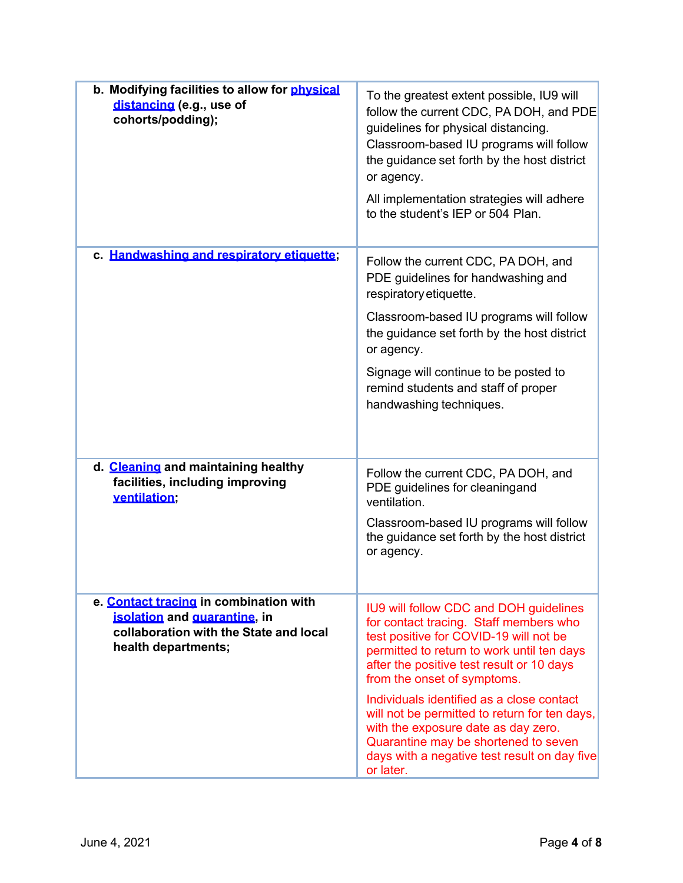| | |
|---|---|
| **b. Modifying facilities to allow for physical distancing (e.g., use of cohorts/podding);** | To the greatest extent possible, IU9 will follow the current CDC, PA DOH, and PDE guidelines for physical distancing. Classroom-based IU programs will follow the guidance set forth by the host district or agency.<br><br>All implementation strategies will adhere to the student's IEP or 504 Plan. |
| **c. Handwashing and respiratory etiquette;** | Follow the current CDC, PA DOH, and PDE guidelines for handwashing and respiratory etiquette.<br><br>Classroom-based IU programs will follow the guidance set forth by the host district or agency.<br><br>Signage will continue to be posted to remind students and staff of proper handwashing techniques. |
| **d. Cleaning and maintaining healthy facilities, including improving ventilation;** | Follow the current CDC, PA DOH, and PDE guidelines for cleaningand ventilation.<br><br>Classroom-based IU programs will follow the guidance set forth by the host district or agency. |
| **e. Contact tracing in combination with isolation and quarantine, in collaboration with the State and local health departments;** | IU9 will follow CDC and DOH guidelines for contact tracing. Staff members who test positive for COVID-19 will not be permitted to return to work until ten days after the positive test result or 10 days from the onset of symptoms.<br><br>Individuals identified as a close contact will not be permitted to return for ten days, with the exposure date as day zero. Quarantine may be shortened to seven days with a negative test result on day five or later. |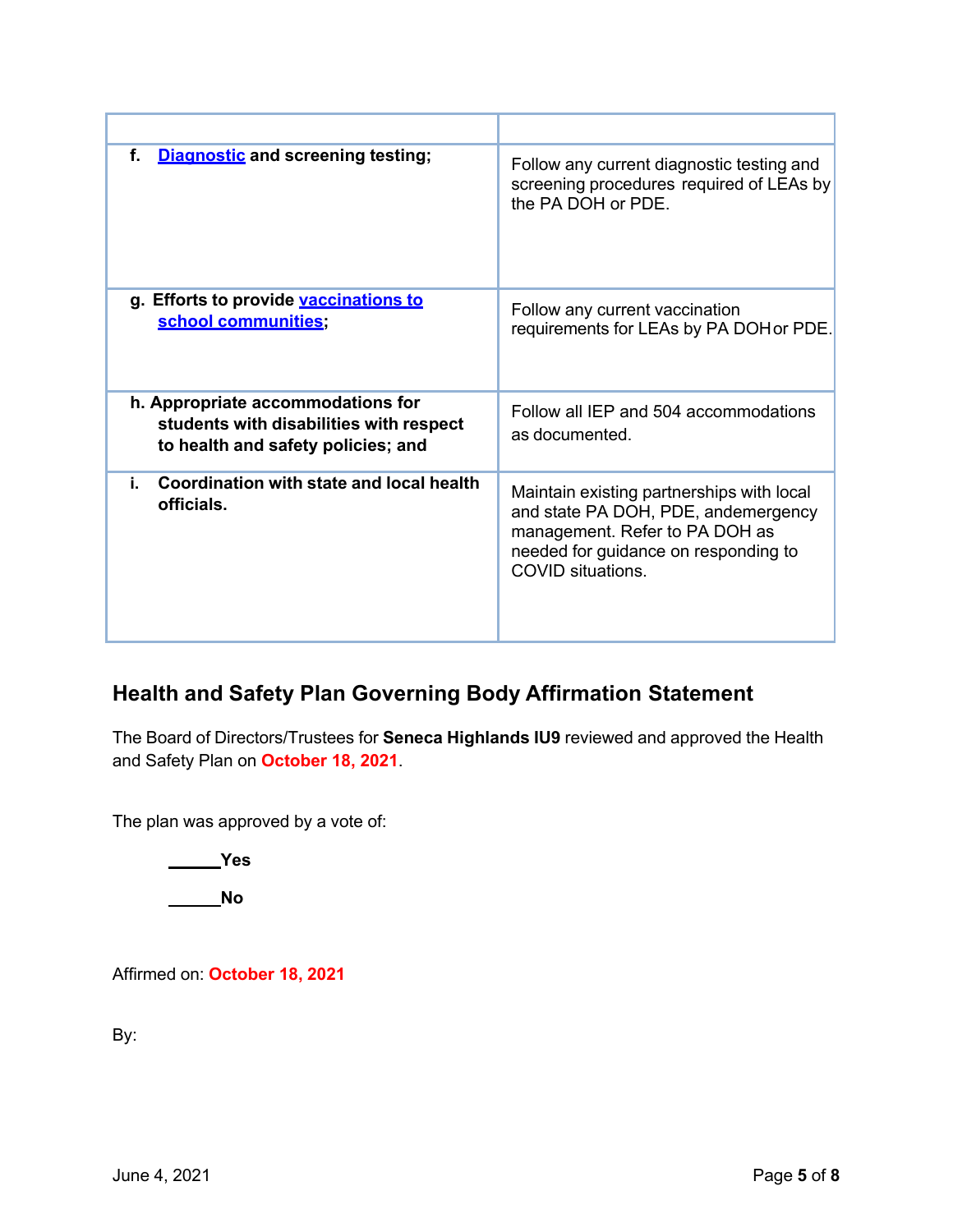| | |
|---|---|
| **f. [Diagnostic](#) and screening testing;** | Follow any current diagnostic testing and screening procedures required of LEAs by the PA DOH or PDE. |
| **g. Efforts to provide [vaccinations to school communities](#);** | Follow any current vaccination requirements for LEAs by PA DOH or PDE. |
| **h. Appropriate accommodations for students with disabilities with respect to health and safety policies; and** | Follow all IEP and 504 accommodations as documented. |
| **i. Coordination with state and local health officials.** | Maintain existing partnerships with local and state PA DOH, PDE, andemergency management. Refer to PA DOH as needed for guidance on responding to COVID situations. |

## Health and Safety Plan Governing Body Affirmation Statement

The Board of Directors/Trustees for **Seneca Highlands IU9** reviewed and approved the Health and Safety Plan on **October 18, 2021**.

The plan was approved by a vote of:

**\_\_\_\_\_\_Yes**

**\_\_\_\_\_\_No**

Affirmed on: **October 18, 2021**

By: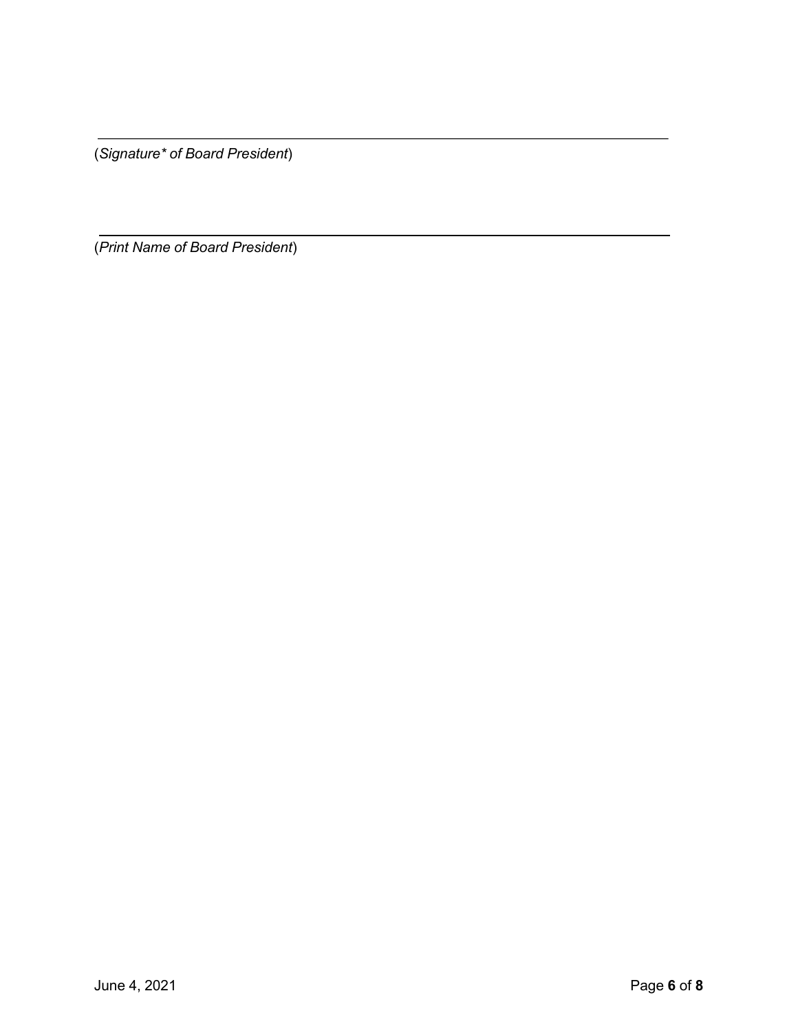\_\_\_\_\_\_\_\_\_\_\_\_\_\_\_\_\_\_\_\_\_\_\_\_\_\_\_\_\_\_\_\_\_\_\_\_\_\_\_\_\_\_\_\_\_\_\_\_\_\_\_\_\_\_\_\_\_\_\_\_\_\_\_\_\_\_\_\_\_\_\_\_

(*Signature* of Board President*)

\_\_\_\_\_\_\_\_\_\_\_\_\_\_\_\_\_\_\_\_\_\_\_\_\_\_\_\_\_\_\_\_\_\_\_\_\_\_\_\_\_\_\_\_\_\_\_\_\_\_\_\_\_\_\_\_\_\_\_\_\_\_\_\_\_\_\_\_\_\_\_\_

(*Print Name of Board President*)

June 4, 2021